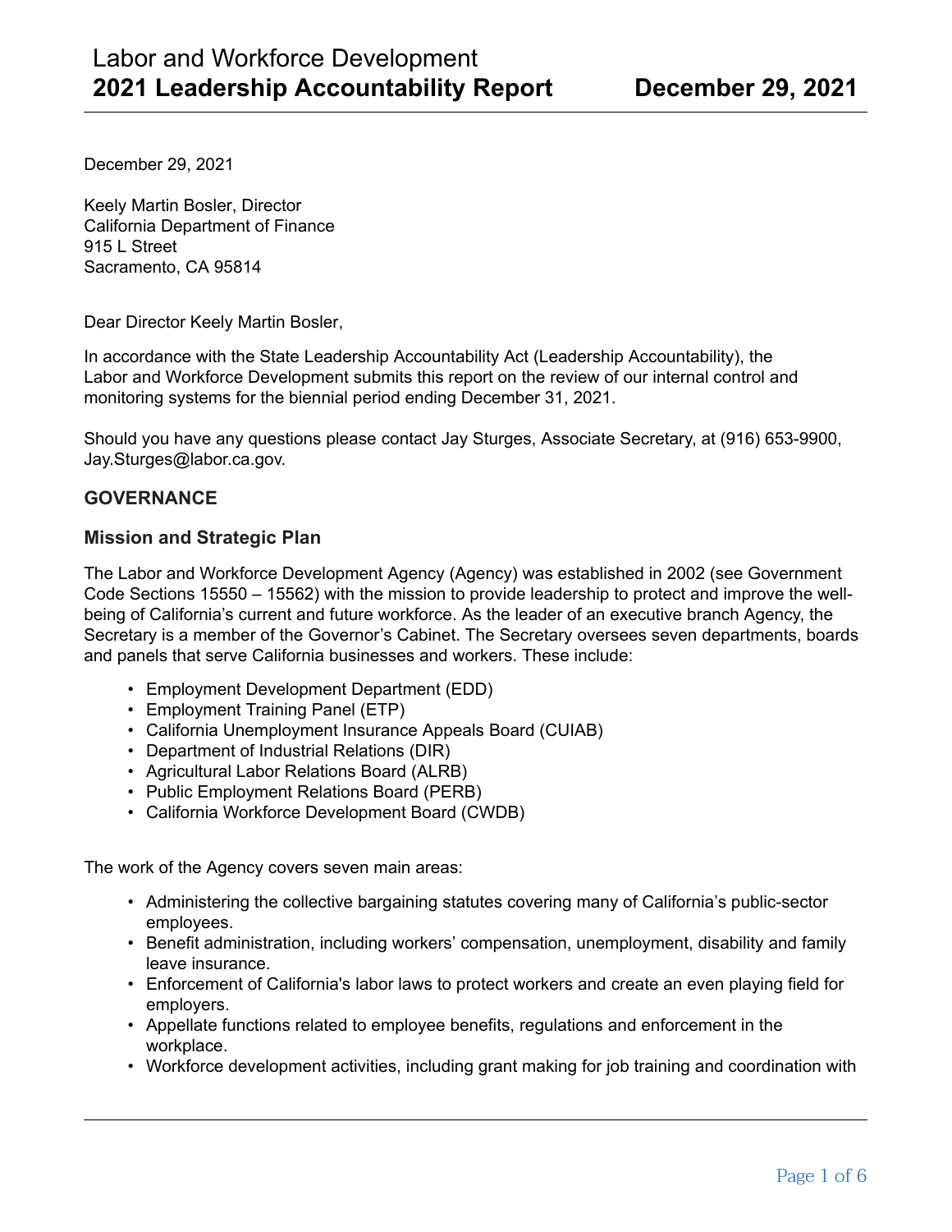# Labor and Workforce Development
# 2021 Leadership Accountability Report — December 29, 2021

December 29, 2021

Keely Martin Bosler, Director
California Department of Finance
915 L Street
Sacramento, CA 95814

Dear Director Keely Martin Bosler,

In accordance with the State Leadership Accountability Act (Leadership Accountability), the Labor and Workforce Development submits this report on the review of our internal control and monitoring systems for the biennial period ending December 31, 2021.

Should you have any questions please contact Jay Sturges, Associate Secretary, at (916) 653-9900, Jay.Sturges@labor.ca.gov.

## GOVERNANCE

### Mission and Strategic Plan

The Labor and Workforce Development Agency (Agency) was established in 2002 (see Government Code Sections 15550 – 15562) with the mission to provide leadership to protect and improve the well-being of California's current and future workforce. As the leader of an executive branch Agency, the Secretary is a member of the Governor's Cabinet. The Secretary oversees seven departments, boards and panels that serve California businesses and workers. These include:

- Employment Development Department (EDD)
- Employment Training Panel (ETP)
- California Unemployment Insurance Appeals Board (CUIAB)
- Department of Industrial Relations (DIR)
- Agricultural Labor Relations Board (ALRB)
- Public Employment Relations Board (PERB)
- California Workforce Development Board (CWDB)

The work of the Agency covers seven main areas:

- Administering the collective bargaining statutes covering many of California's public-sector employees.
- Benefit administration, including workers' compensation, unemployment, disability and family leave insurance.
- Enforcement of California's labor laws to protect workers and create an even playing field for employers.
- Appellate functions related to employee benefits, regulations and enforcement in the workplace.
- Workforce development activities, including grant making for job training and coordination with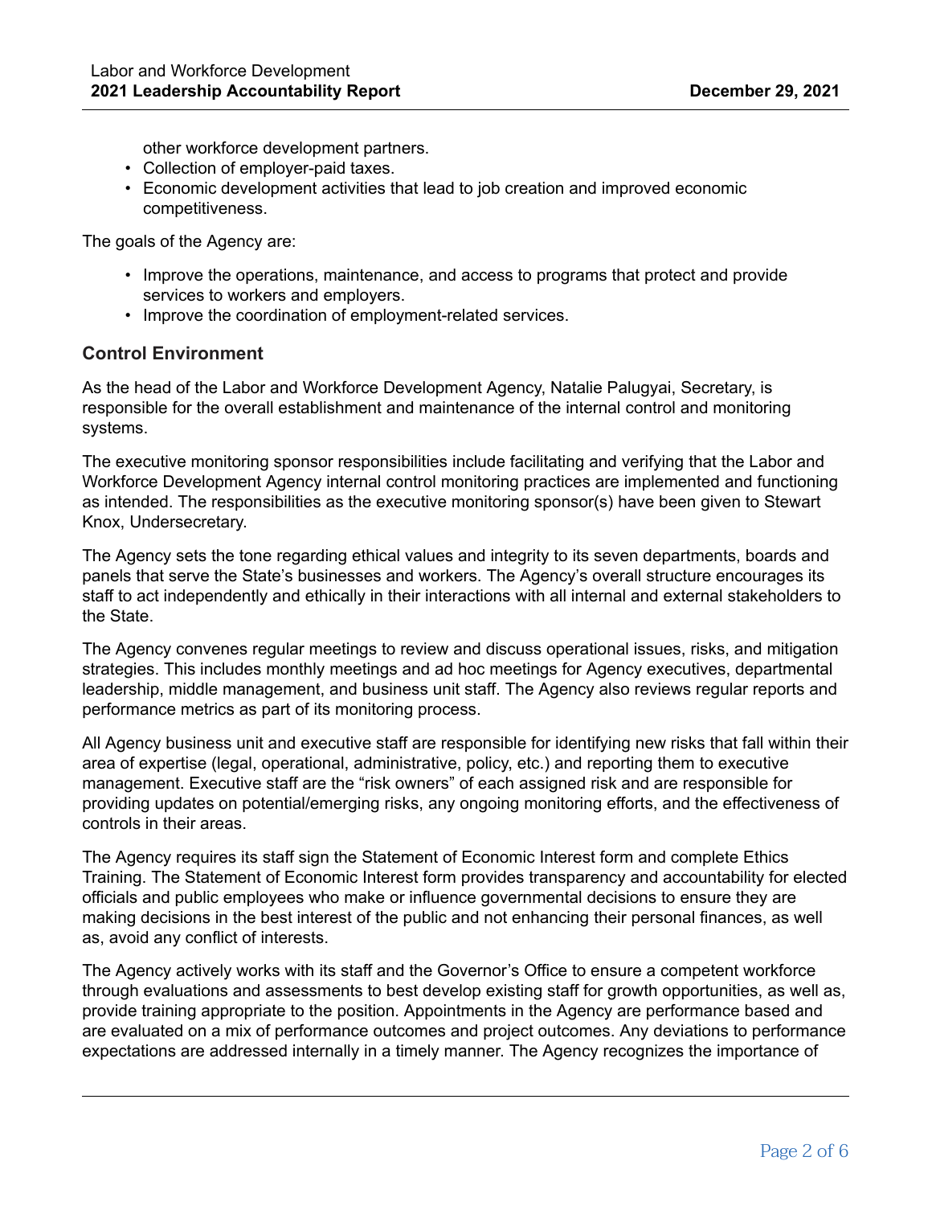other workforce development partners.

- Collection of employer-paid taxes.
- Economic development activities that lead to job creation and improved economic competitiveness.

The goals of the Agency are:

- Improve the operations, maintenance, and access to programs that protect and provide services to workers and employers.
- Improve the coordination of employment-related services.

### Control Environment

As the head of the Labor and Workforce Development Agency, Natalie Palugyai, Secretary, is responsible for the overall establishment and maintenance of the internal control and monitoring systems.

The executive monitoring sponsor responsibilities include facilitating and verifying that the Labor and Workforce Development Agency internal control monitoring practices are implemented and functioning as intended. The responsibilities as the executive monitoring sponsor(s) have been given to Stewart Knox, Undersecretary.

The Agency sets the tone regarding ethical values and integrity to its seven departments, boards and panels that serve the State's businesses and workers. The Agency's overall structure encourages its staff to act independently and ethically in their interactions with all internal and external stakeholders to the State.

The Agency convenes regular meetings to review and discuss operational issues, risks, and mitigation strategies. This includes monthly meetings and ad hoc meetings for Agency executives, departmental leadership, middle management, and business unit staff. The Agency also reviews regular reports and performance metrics as part of its monitoring process.

All Agency business unit and executive staff are responsible for identifying new risks that fall within their area of expertise (legal, operational, administrative, policy, etc.) and reporting them to executive management. Executive staff are the "risk owners" of each assigned risk and are responsible for providing updates on potential/emerging risks, any ongoing monitoring efforts, and the effectiveness of controls in their areas.

The Agency requires its staff sign the Statement of Economic Interest form and complete Ethics Training. The Statement of Economic Interest form provides transparency and accountability for elected officials and public employees who make or influence governmental decisions to ensure they are making decisions in the best interest of the public and not enhancing their personal finances, as well as, avoid any conflict of interests.

The Agency actively works with its staff and the Governor's Office to ensure a competent workforce through evaluations and assessments to best develop existing staff for growth opportunities, as well as, provide training appropriate to the position. Appointments in the Agency are performance based and are evaluated on a mix of performance outcomes and project outcomes. Any deviations to performance expectations are addressed internally in a timely manner. The Agency recognizes the importance of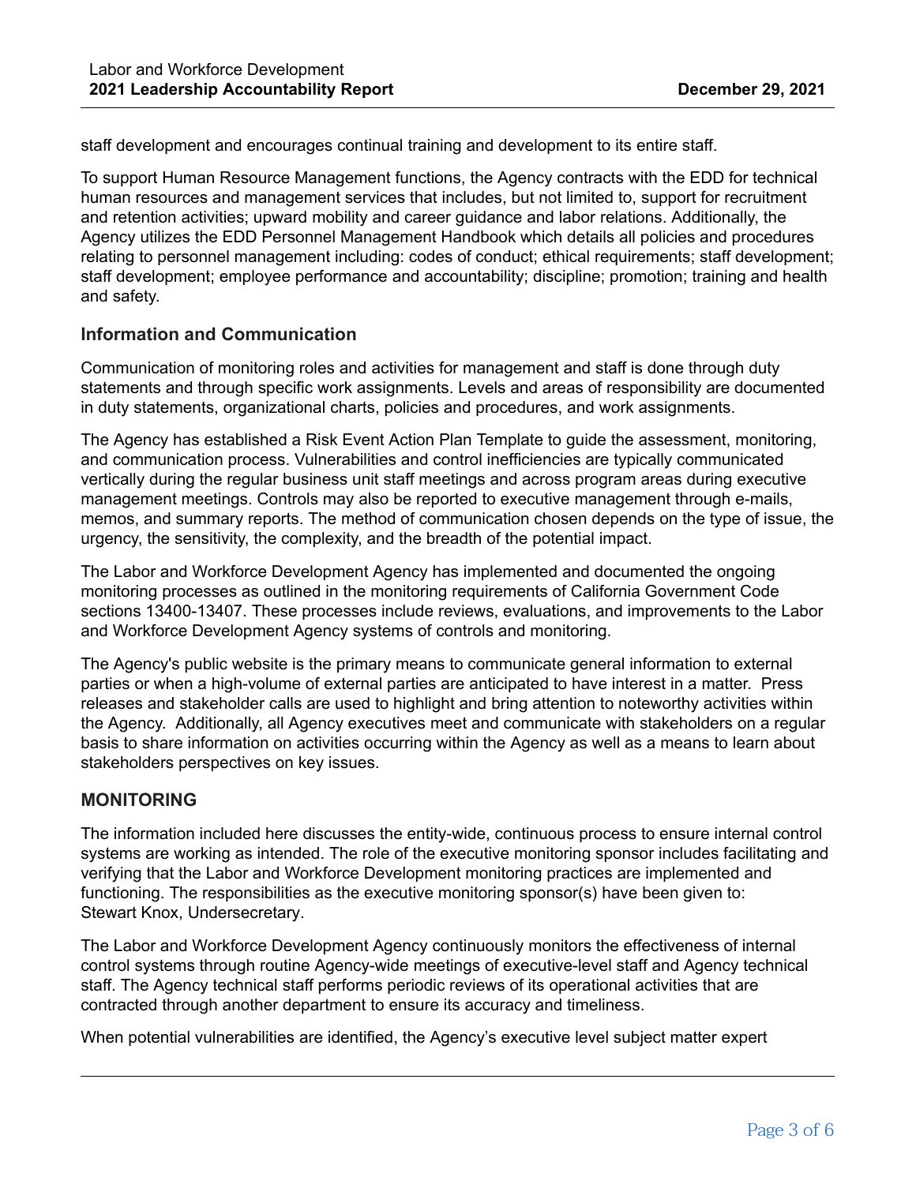staff development and encourages continual training and development to its entire staff.

To support Human Resource Management functions, the Agency contracts with the EDD for technical human resources and management services that includes, but not limited to, support for recruitment and retention activities; upward mobility and career guidance and labor relations. Additionally, the Agency utilizes the EDD Personnel Management Handbook which details all policies and procedures relating to personnel management including: codes of conduct; ethical requirements; staff development; staff development; employee performance and accountability; discipline; promotion; training and health and safety.

### Information and Communication

Communication of monitoring roles and activities for management and staff is done through duty statements and through specific work assignments. Levels and areas of responsibility are documented in duty statements, organizational charts, policies and procedures, and work assignments.

The Agency has established a Risk Event Action Plan Template to guide the assessment, monitoring, and communication process. Vulnerabilities and control inefficiencies are typically communicated vertically during the regular business unit staff meetings and across program areas during executive management meetings. Controls may also be reported to executive management through e-mails, memos, and summary reports. The method of communication chosen depends on the type of issue, the urgency, the sensitivity, the complexity, and the breadth of the potential impact.

The Labor and Workforce Development Agency has implemented and documented the ongoing monitoring processes as outlined in the monitoring requirements of California Government Code sections 13400-13407. These processes include reviews, evaluations, and improvements to the Labor and Workforce Development Agency systems of controls and monitoring.

The Agency's public website is the primary means to communicate general information to external parties or when a high-volume of external parties are anticipated to have interest in a matter. Press releases and stakeholder calls are used to highlight and bring attention to noteworthy activities within the Agency. Additionally, all Agency executives meet and communicate with stakeholders on a regular basis to share information on activities occurring within the Agency as well as a means to learn about stakeholders perspectives on key issues.

## MONITORING

The information included here discusses the entity-wide, continuous process to ensure internal control systems are working as intended. The role of the executive monitoring sponsor includes facilitating and verifying that the Labor and Workforce Development monitoring practices are implemented and functioning. The responsibilities as the executive monitoring sponsor(s) have been given to: Stewart Knox, Undersecretary.

The Labor and Workforce Development Agency continuously monitors the effectiveness of internal control systems through routine Agency-wide meetings of executive-level staff and Agency technical staff. The Agency technical staff performs periodic reviews of its operational activities that are contracted through another department to ensure its accuracy and timeliness.

When potential vulnerabilities are identified, the Agency's executive level subject matter expert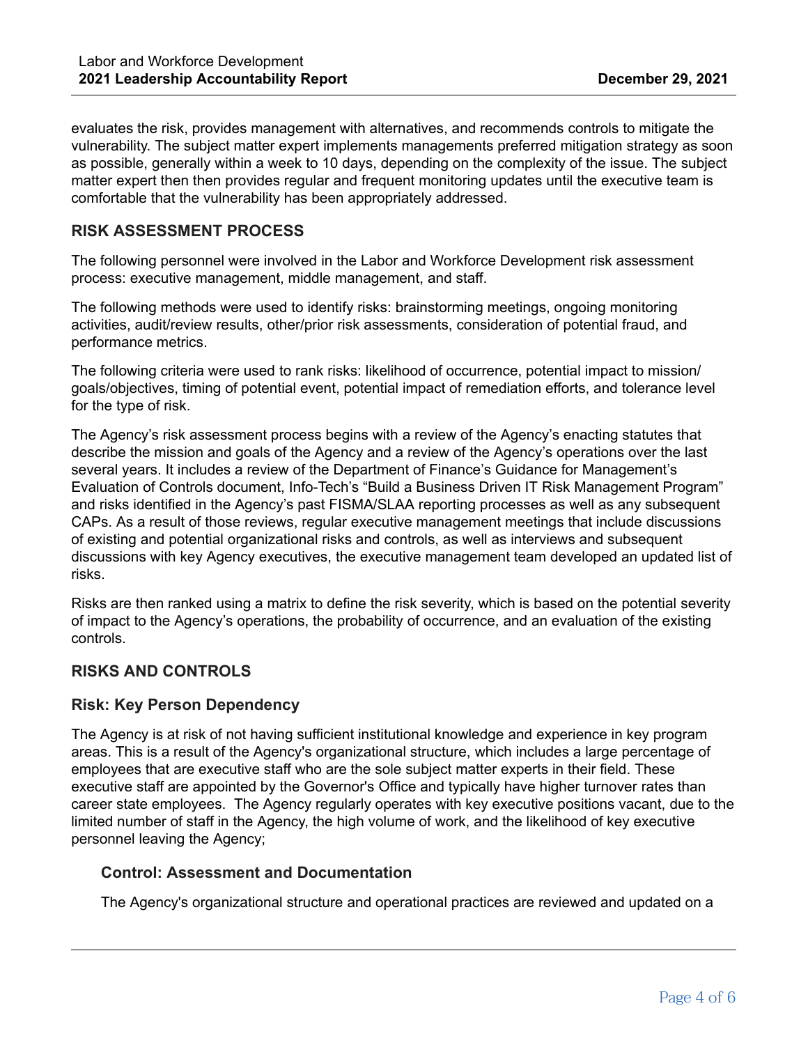evaluates the risk, provides management with alternatives, and recommends controls to mitigate the vulnerability. The subject matter expert implements managements preferred mitigation strategy as soon as possible, generally within a week to 10 days, depending on the complexity of the issue. The subject matter expert then then provides regular and frequent monitoring updates until the executive team is comfortable that the vulnerability has been appropriately addressed.

## RISK ASSESSMENT PROCESS

The following personnel were involved in the Labor and Workforce Development risk assessment process: executive management, middle management, and staff.

The following methods were used to identify risks: brainstorming meetings, ongoing monitoring activities, audit/review results, other/prior risk assessments, consideration of potential fraud, and performance metrics.

The following criteria were used to rank risks: likelihood of occurrence, potential impact to mission/goals/objectives, timing of potential event, potential impact of remediation efforts, and tolerance level for the type of risk.

The Agency's risk assessment process begins with a review of the Agency's enacting statutes that describe the mission and goals of the Agency and a review of the Agency's operations over the last several years. It includes a review of the Department of Finance's Guidance for Management's Evaluation of Controls document, Info-Tech's "Build a Business Driven IT Risk Management Program" and risks identified in the Agency's past FISMA/SLAA reporting processes as well as any subsequent CAPs. As a result of those reviews, regular executive management meetings that include discussions of existing and potential organizational risks and controls, as well as interviews and subsequent discussions with key Agency executives, the executive management team developed an updated list of risks.

Risks are then ranked using a matrix to define the risk severity, which is based on the potential severity of impact to the Agency's operations, the probability of occurrence, and an evaluation of the existing controls.

## RISKS AND CONTROLS

### Risk: Key Person Dependency

The Agency is at risk of not having sufficient institutional knowledge and experience in key program areas. This is a result of the Agency's organizational structure, which includes a large percentage of employees that are executive staff who are the sole subject matter experts in their field. These executive staff are appointed by the Governor's Office and typically have higher turnover rates than career state employees. The Agency regularly operates with key executive positions vacant, due to the limited number of staff in the Agency, the high volume of work, and the likelihood of key executive personnel leaving the Agency;

#### Control: Assessment and Documentation

The Agency's organizational structure and operational practices are reviewed and updated on a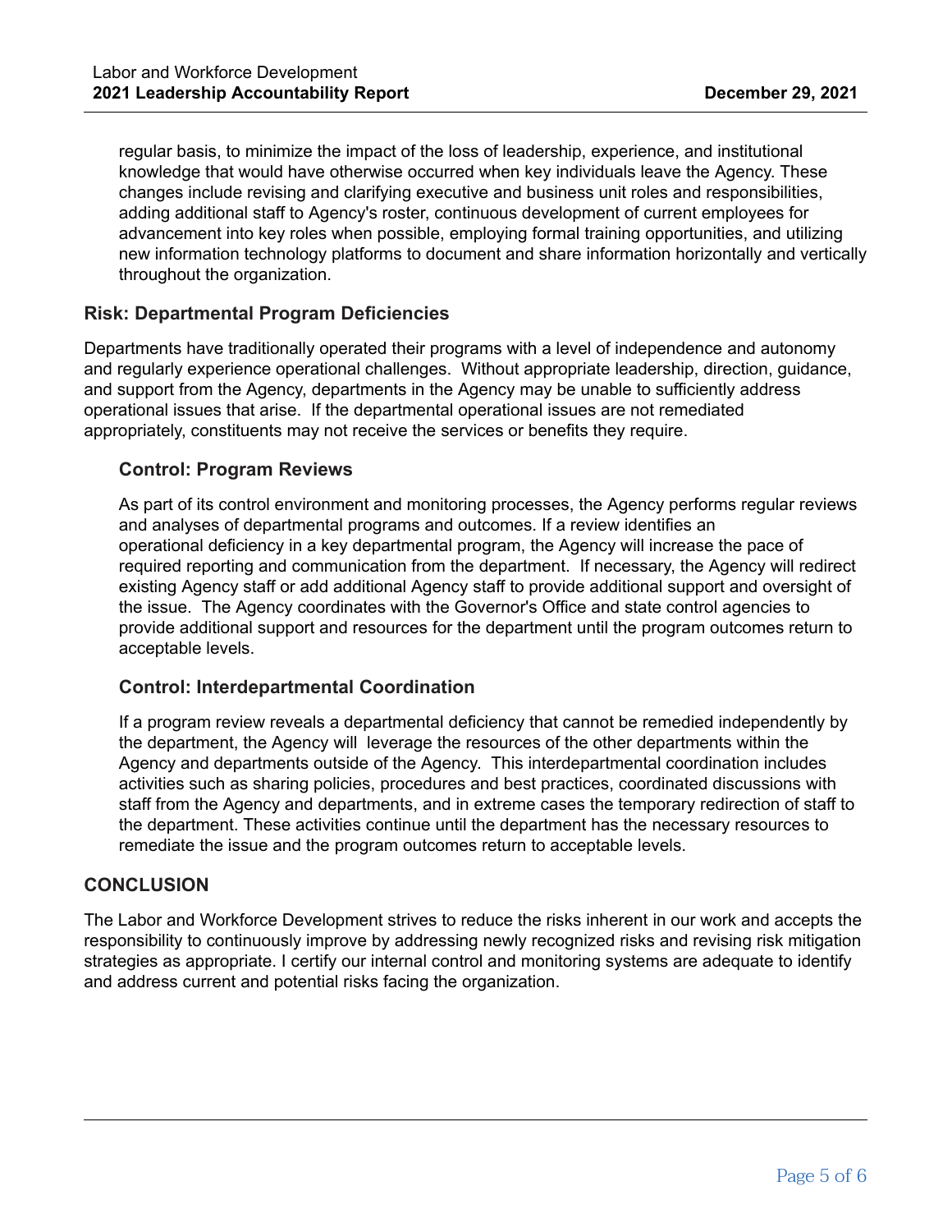regular basis, to minimize the impact of the loss of leadership, experience, and institutional knowledge that would have otherwise occurred when key individuals leave the Agency. These changes include revising and clarifying executive and business unit roles and responsibilities, adding additional staff to Agency's roster, continuous development of current employees for advancement into key roles when possible, employing formal training opportunities, and utilizing new information technology platforms to document and share information horizontally and vertically throughout the organization.

### Risk: Departmental Program Deficiencies

Departments have traditionally operated their programs with a level of independence and autonomy and regularly experience operational challenges. Without appropriate leadership, direction, guidance, and support from the Agency, departments in the Agency may be unable to sufficiently address operational issues that arise. If the departmental operational issues are not remediated appropriately, constituents may not receive the services or benefits they require.

#### Control: Program Reviews

As part of its control environment and monitoring processes, the Agency performs regular reviews and analyses of departmental programs and outcomes. If a review identifies an operational deficiency in a key departmental program, the Agency will increase the pace of required reporting and communication from the department. If necessary, the Agency will redirect existing Agency staff or add additional Agency staff to provide additional support and oversight of the issue. The Agency coordinates with the Governor's Office and state control agencies to provide additional support and resources for the department until the program outcomes return to acceptable levels.

#### Control: Interdepartmental Coordination

If a program review reveals a departmental deficiency that cannot be remedied independently by the department, the Agency will leverage the resources of the other departments within the Agency and departments outside of the Agency. This interdepartmental coordination includes activities such as sharing policies, procedures and best practices, coordinated discussions with staff from the Agency and departments, and in extreme cases the temporary redirection of staff to the department. These activities continue until the department has the necessary resources to remediate the issue and the program outcomes return to acceptable levels.

## CONCLUSION

The Labor and Workforce Development strives to reduce the risks inherent in our work and accepts the responsibility to continuously improve by addressing newly recognized risks and revising risk mitigation strategies as appropriate. I certify our internal control and monitoring systems are adequate to identify and address current and potential risks facing the organization.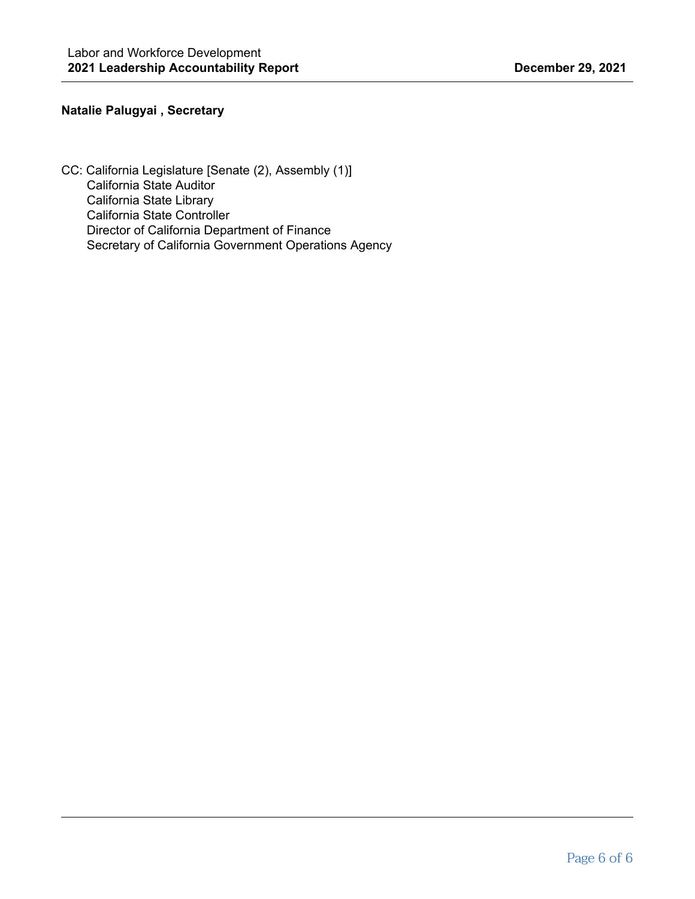**Natalie Palugyai , Secretary**

CC: California Legislature [Senate (2), Assembly (1)]
California State Auditor
California State Library
California State Controller
Director of California Department of Finance
Secretary of California Government Operations Agency